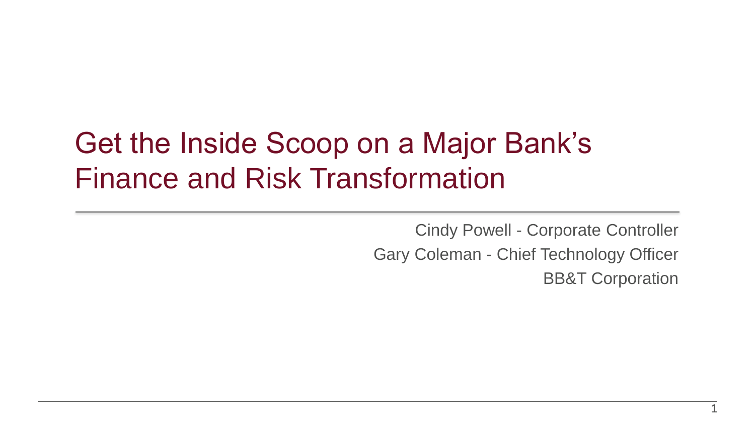# Get the Inside Scoop on a Major Bank's Finance and Risk Transformation

Cindy Powell - Corporate Controller

Gary Coleman - Chief Technology Officer

BB&T Corporation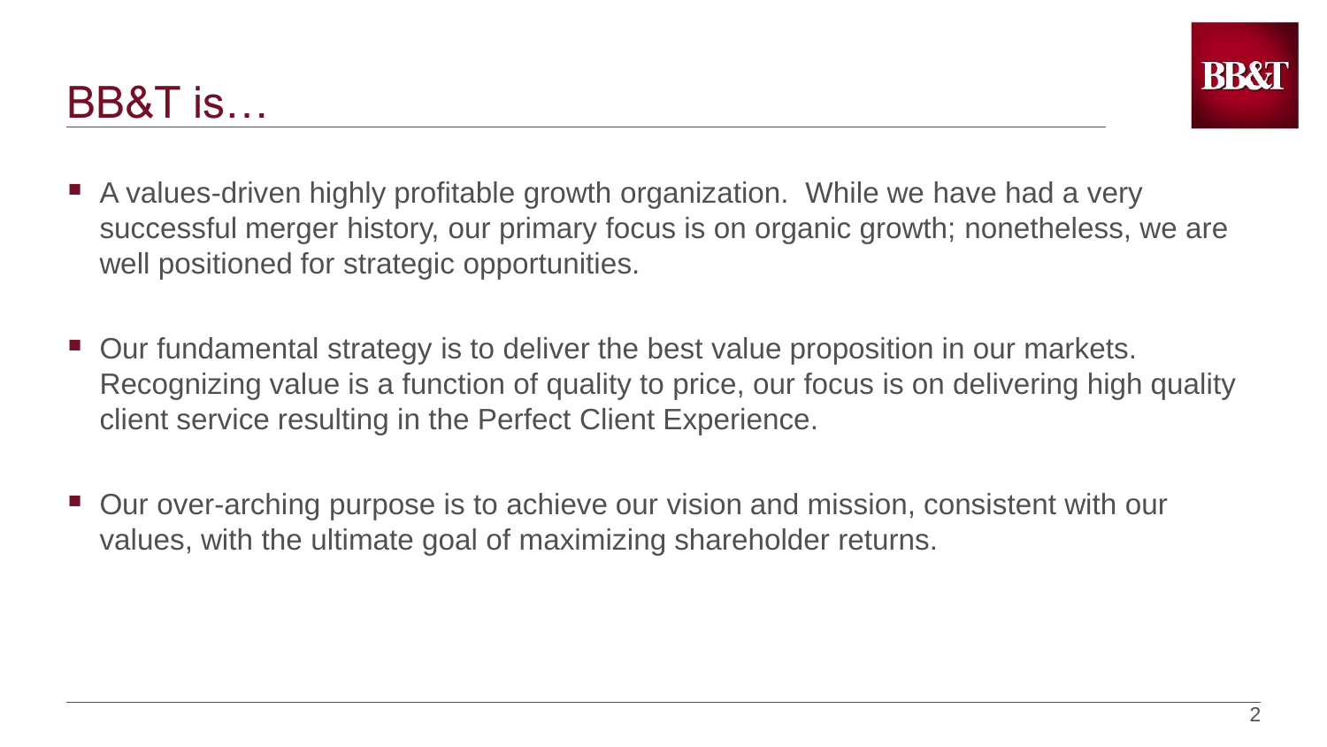# BB&T is…

- A values-driven highly profitable growth organization. While we have had a very successful merger history, our primary focus is on organic growth; nonetheless, we are well positioned for strategic opportunities.

- Our fundamental strategy is to deliver the best value proposition in our markets. Recognizing value is a function of quality to price, our focus is on delivering high quality client service resulting in the Perfect Client Experience.

- Our over-arching purpose is to achieve our vision and mission, consistent with our values, with the ultimate goal of maximizing shareholder returns.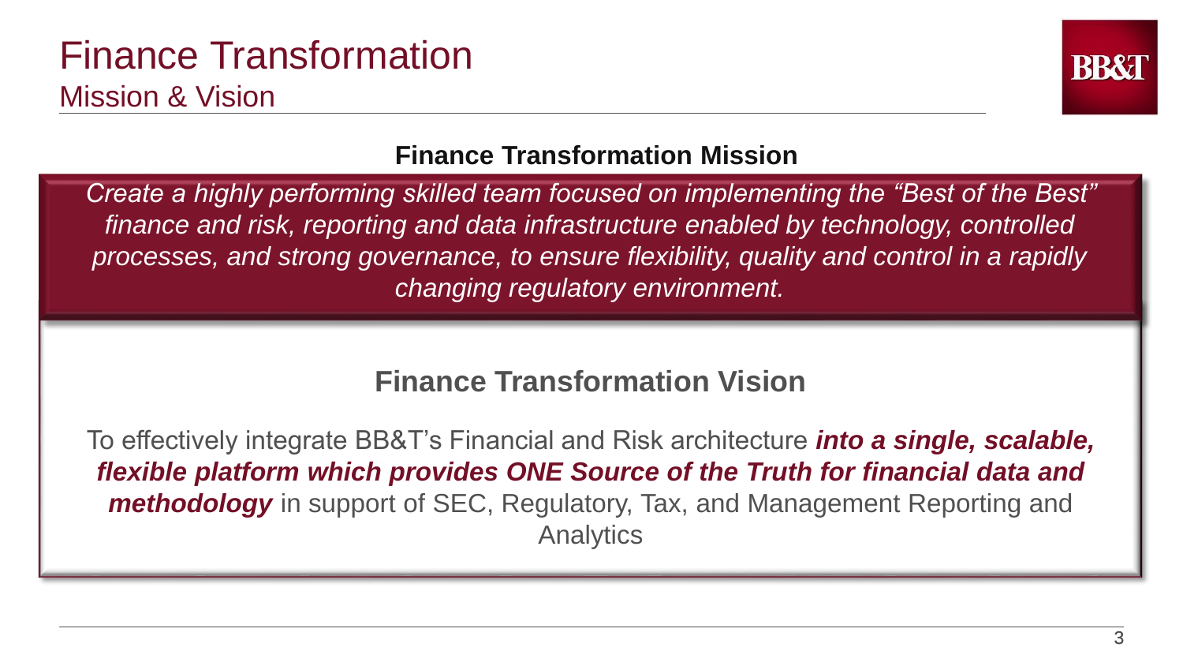# Finance Transformation

## Mission & Vision

### Finance Transformation Mission

*Create a highly performing skilled team focused on implementing the "Best of the Best" finance and risk, reporting and data infrastructure enabled by technology, controlled processes, and strong governance, to ensure flexibility, quality and control in a rapidly changing regulatory environment.*

### Finance Transformation Vision

To effectively integrate BB&T's Financial and Risk architecture ***into a single, scalable, flexible platform which provides ONE Source of the Truth for financial data and methodology*** in support of SEC, Regulatory, Tax, and Management Reporting and Analytics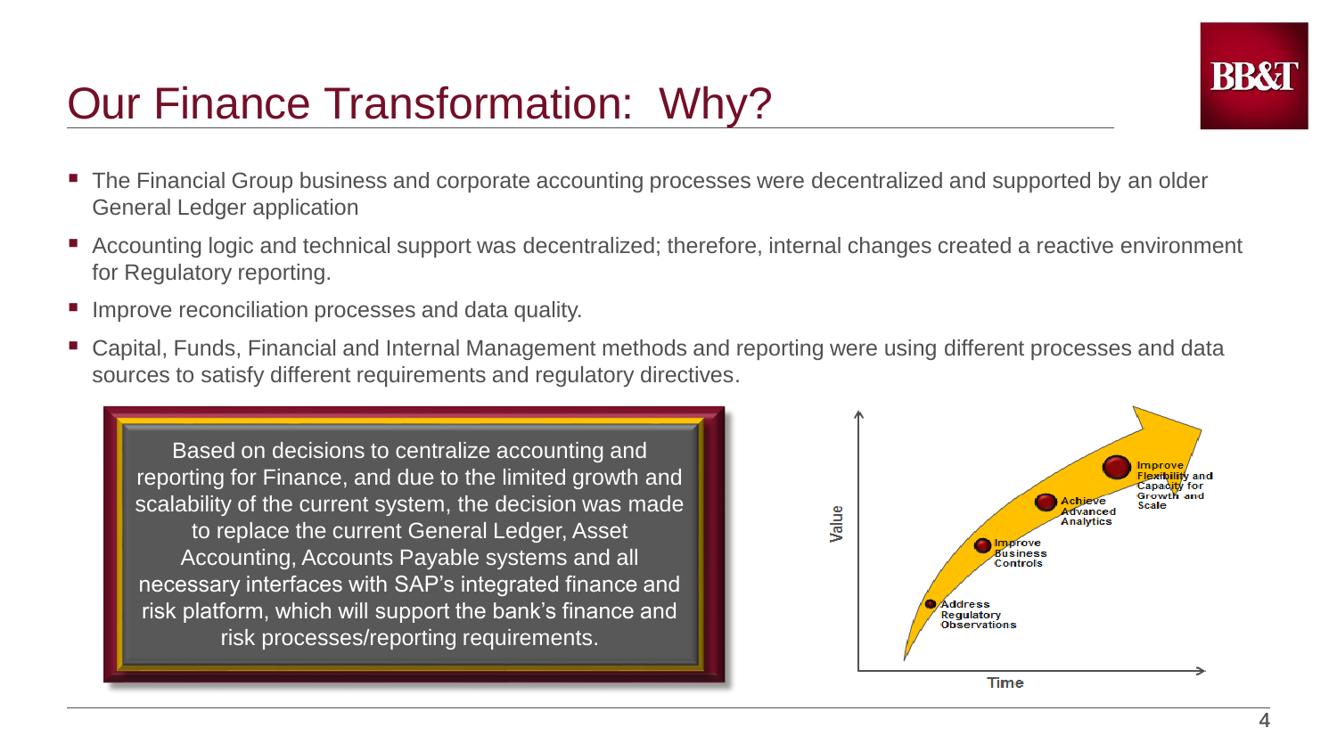# Our Finance Transformation: Why?

- The Financial Group business and corporate accounting processes were decentralized and supported by an older General Ledger application
- Accounting logic and technical support was decentralized; therefore, internal changes created a reactive environment for Regulatory reporting.
- Improve reconciliation processes and data quality.
- Capital, Funds, Financial and Internal Management methods and reporting were using different processes and data sources to satisfy different requirements and regulatory directives.

Based on decisions to centralize accounting and reporting for Finance, and due to the limited growth and scalability of the current system, the decision was made to replace the current General Ledger, Asset Accounting, Accounts Payable systems and all necessary interfaces with SAP's integrated finance and risk platform, which will support the bank's finance and risk processes/reporting requirements.

Value

- Address Regulatory Observations
- Improve Business Controls
- Achieve Advanced Analytics
- Improve Flexibility and Capacity for Growth and Scale

Time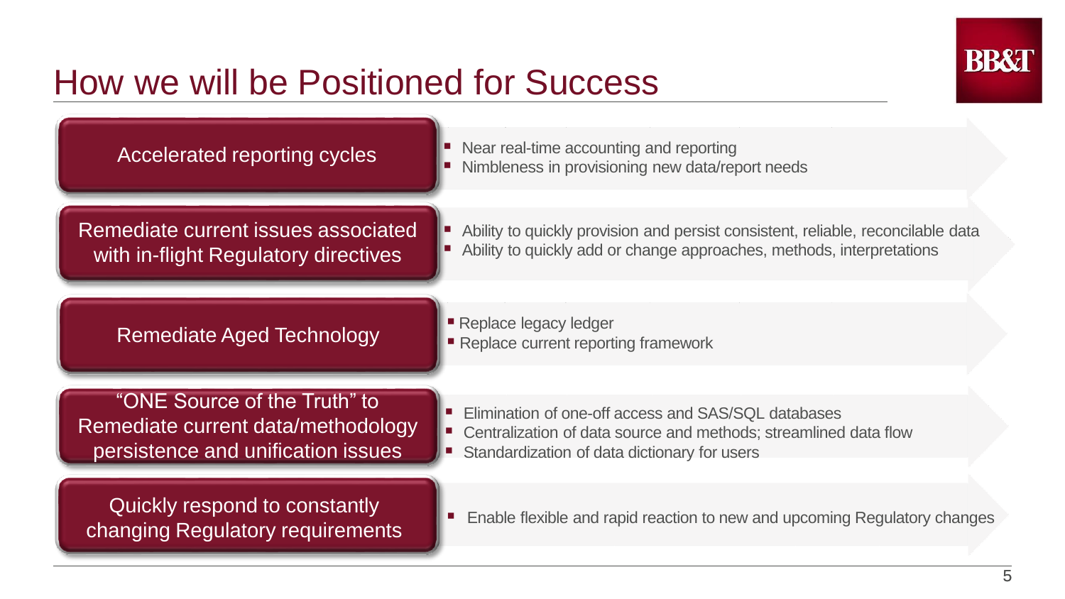# How we will be Positioned for Success

## Accelerated reporting cycles

- Near real-time accounting and reporting
- Nimbleness in provisioning new data/report needs

## Remediate current issues associated with in-flight Regulatory directives

- Ability to quickly provision and persist consistent, reliable, reconcilable data
- Ability to quickly add or change approaches, methods, interpretations

## Remediate Aged Technology

- Replace legacy ledger
- Replace current reporting framework

## "ONE Source of the Truth" to Remediate current data/methodology persistence and unification issues

- Elimination of one-off access and SAS/SQL databases
- Centralization of data source and methods; streamlined data flow
- Standardization of data dictionary for users

## Quickly respond to constantly changing Regulatory requirements

- Enable flexible and rapid reaction to new and upcoming Regulatory changes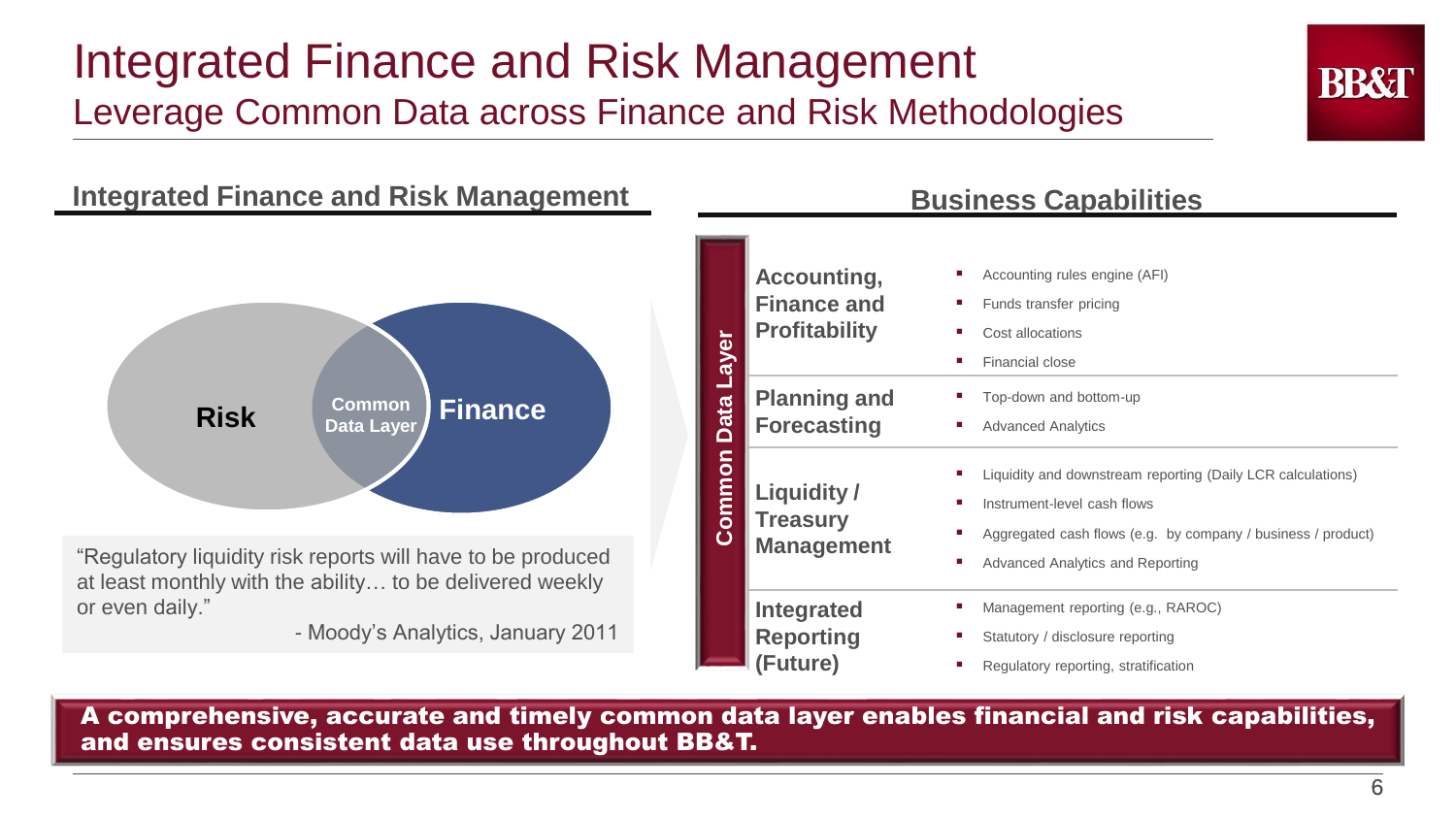# Integrated Finance and Risk Management

## Leverage Common Data across Finance and Risk Methodologies

### Integrated Finance and Risk Management

Risk | Common Data Layer | Finance

"Regulatory liquidity risk reports will have to be produced at least monthly with the ability… to be delivered weekly or even daily."

- Moody's Analytics, January 2011

### Business Capabilities

**Common Data Layer**

| Capability | Details |
| --- | --- |
| **Accounting, Finance and Profitability** | Accounting rules engine (AFI); Funds transfer pricing; Cost allocations; Financial close |
| **Planning and Forecasting** | Top-down and bottom-up; Advanced Analytics |
| **Liquidity / Treasury Management** | Liquidity and downstream reporting (Daily LCR calculations); Instrument-level cash flows; Aggregated cash flows (e.g. by company / business / product); Advanced Analytics and Reporting |
| **Integrated Reporting (Future)** | Management reporting (e.g., RAROC); Statutory / disclosure reporting; Regulatory reporting, stratification |

**A comprehensive, accurate and timely common data layer enables financial and risk capabilities, and ensures consistent data use throughout BB&T.**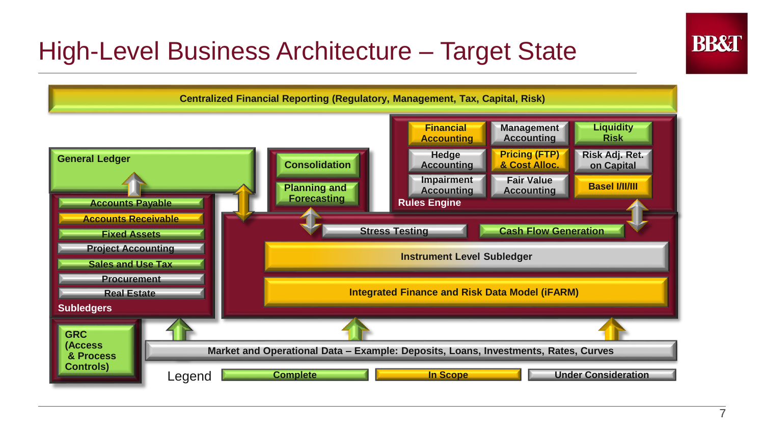# High-Level Business Architecture – Target State

**Centralized Financial Reporting (Regulatory, Management, Tax, Capital, Risk)**

**General Ledger**

**Subledgers**
- Accounts Payable
- Accounts Receivable
- Fixed Assets
- Project Accounting
- Sales and Use Tax
- Procurement
- Real Estate

**Consolidation**

**Planning and Forecasting**

**Rules Engine**

| | | |
|---|---|---|
| Financial Accounting | Management Accounting | Liquidity Risk |
| Hedge Accounting | Pricing (FTP) & Cost Alloc. | Risk Adj. Ret. on Capital |
| Impairment Accounting | Fair Value Accounting | Basel I/II/III |

- Stress Testing
- Cash Flow Generation

**Instrument Level Subledger**

**Integrated Finance and Risk Data Model (iFARM)**

**GRC (Access & Process Controls)**

**Market and Operational Data – Example: Deposits, Loans, Investments, Rates, Curves**

Legend: Complete | In Scope | Under Consideration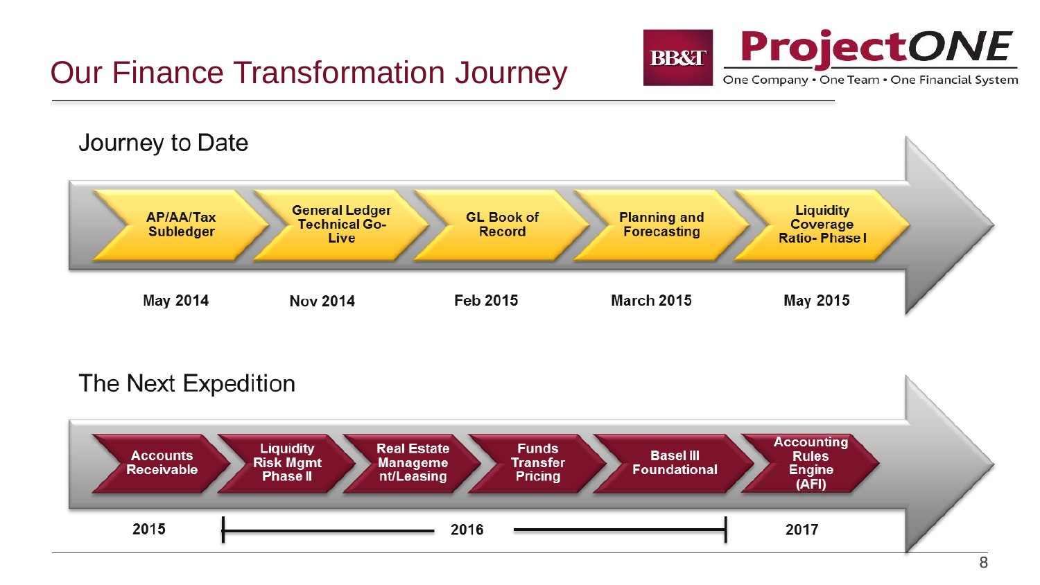# Our Finance Transformation Journey

**BB&T ProjectONE** — One Company • One Team • One Financial System

## Journey to Date

| AP/AA/Tax Subledger | General Ledger Technical Go-Live | GL Book of Record | Planning and Forecasting | Liquidity Coverage Ratio- Phase I |
|---|---|---|---|---|
| May 2014 | Nov 2014 | Feb 2015 | March 2015 | May 2015 |

## The Next Expedition

- Accounts Receivable
- Liquidity Risk Mgmt Phase II
- Real Estate Management/Leasing
- Funds Transfer Pricing
- Basel III Foundational
- Accounting Rules Engine (AFI)

2015 — 2016 — 2017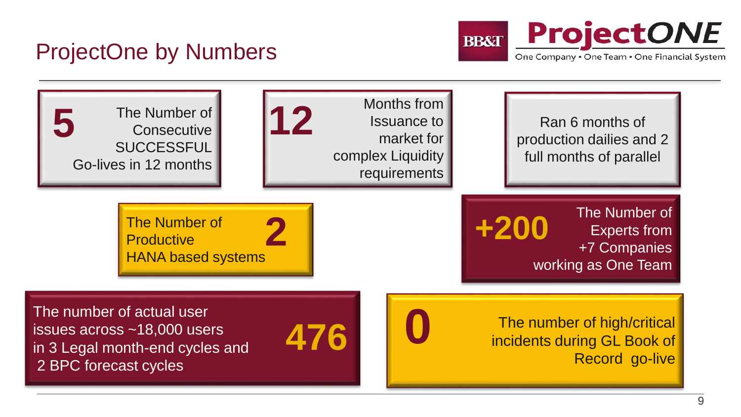# ProjectOne by Numbers

**ProjectONE**
One Company • One Team • One Financial System

**5** The Number of Consecutive SUCCESSFUL Go-lives in 12 months

**12** Months from Issuance to market for complex Liquidity requirements

Ran 6 months of production dailies and 2 full months of parallel

The Number of Productive HANA based systems **2**

**+200** The Number of Experts from +7 Companies working as One Team

The number of actual user issues across ~18,000 users in 3 Legal month-end cycles and 2 BPC forecast cycles **476**

**0** The number of high/critical incidents during GL Book of Record go-live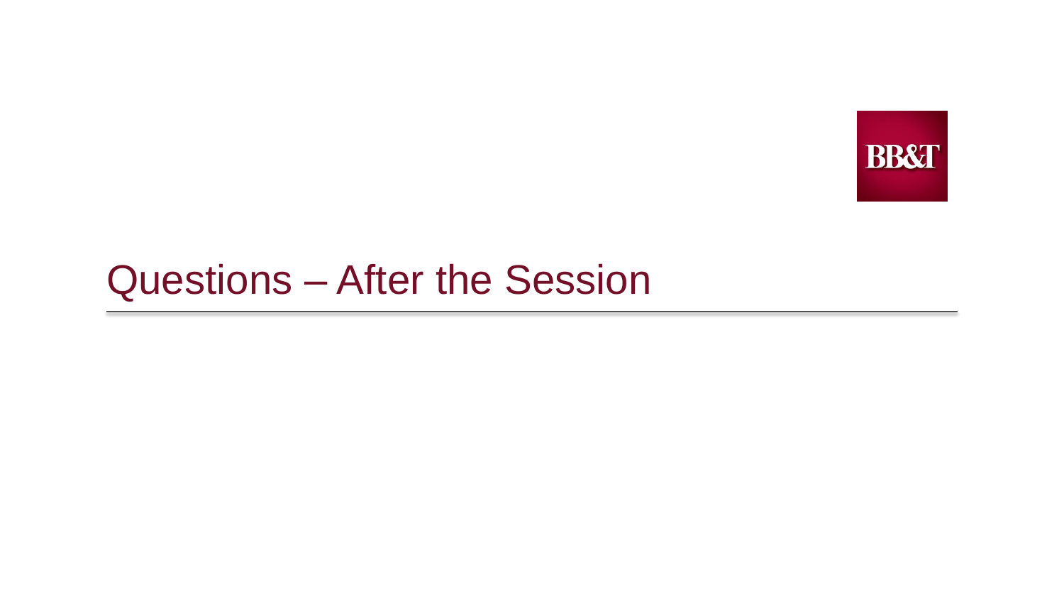BB&T

# Questions – After the Session